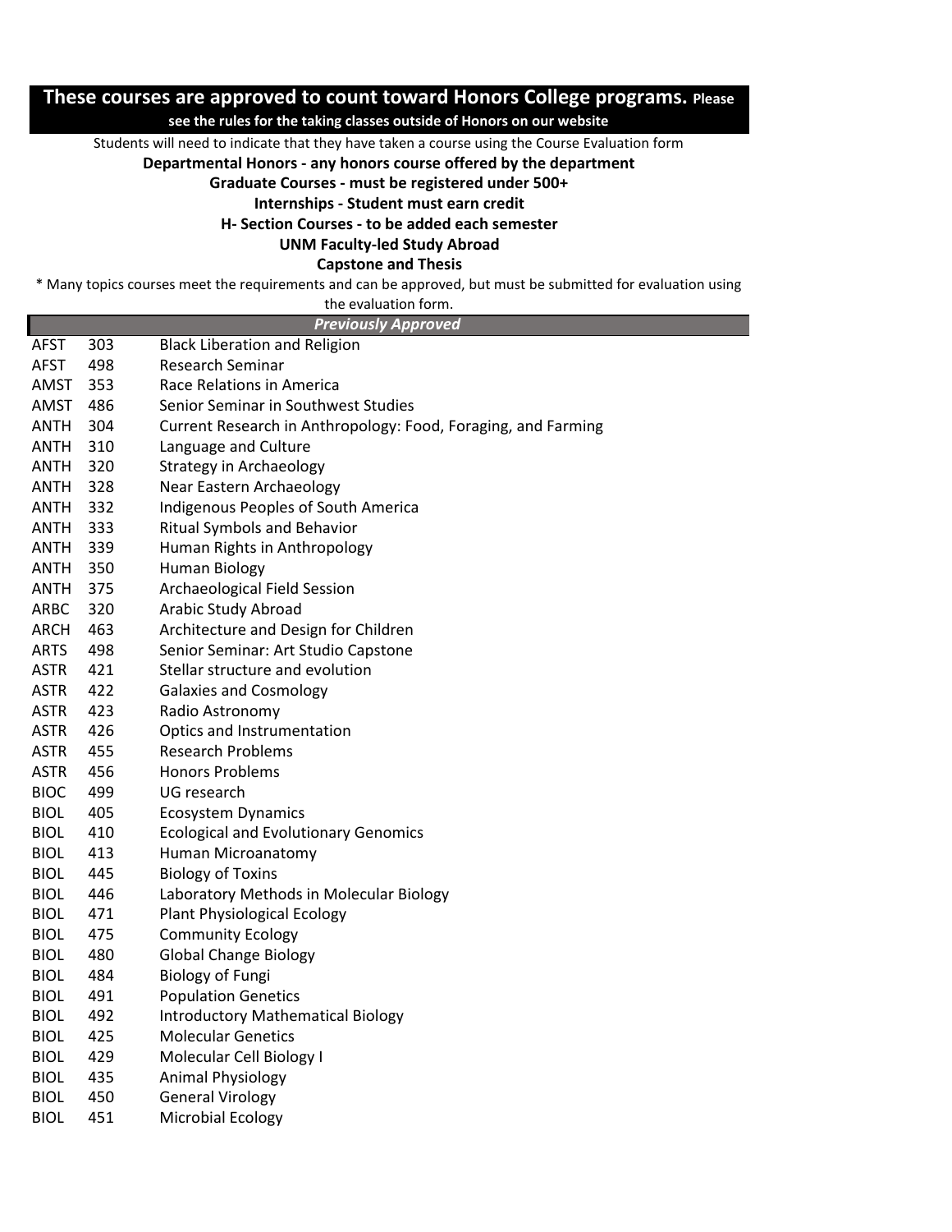## These courses are approved to count toward Honors College programs. Please see the rules for the taking classes outside of Honors on our website

Students will need to indicate that they have taken a course using the Course Evaluation form

**Departmental Honors - any honors course offered by the department**

**Graduate Courses - must be registered under 500+**

**Internships - Student must earn credit**

**H- Section Courses - to be added each semester**

**UNM Faculty-led Study Abroad**

**Capstone and Thesis**

* Many topics courses meet the requirements and can be approved, but must be submitted for evaluation using the evaluation form.

| | | *Previously Approved* |
|---|---|---|
| AFST | 303 | Black Liberation and Religion |
| AFST | 498 | Research Seminar |
| AMST | 353 | Race Relations in America |
| AMST | 486 | Senior Seminar in Southwest Studies |
| ANTH | 304 | Current Research in Anthropology: Food, Foraging, and Farming |
| ANTH | 310 | Language and Culture |
| ANTH | 320 | Strategy in Archaeology |
| ANTH | 328 | Near Eastern Archaeology |
| ANTH | 332 | Indigenous Peoples of South America |
| ANTH | 333 | Ritual Symbols and Behavior |
| ANTH | 339 | Human Rights in Anthropology |
| ANTH | 350 | Human Biology |
| ANTH | 375 | Archaeological Field Session |
| ARBC | 320 | Arabic Study Abroad |
| ARCH | 463 | Architecture and Design for Children |
| ARTS | 498 | Senior Seminar: Art Studio Capstone |
| ASTR | 421 | Stellar structure and evolution |
| ASTR | 422 | Galaxies and Cosmology |
| ASTR | 423 | Radio Astronomy |
| ASTR | 426 | Optics and Instrumentation |
| ASTR | 455 | Research Problems |
| ASTR | 456 | Honors Problems |
| BIOC | 499 | UG research |
| BIOL | 405 | Ecosystem Dynamics |
| BIOL | 410 | Ecological and Evolutionary Genomics |
| BIOL | 413 | Human Microanatomy |
| BIOL | 445 | Biology of Toxins |
| BIOL | 446 | Laboratory Methods in Molecular Biology |
| BIOL | 471 | Plant Physiological Ecology |
| BIOL | 475 | Community Ecology |
| BIOL | 480 | Global Change Biology |
| BIOL | 484 | Biology of Fungi |
| BIOL | 491 | Population Genetics |
| BIOL | 492 | Introductory Mathematical Biology |
| BIOL | 425 | Molecular Genetics |
| BIOL | 429 | Molecular Cell Biology I |
| BIOL | 435 | Animal Physiology |
| BIOL | 450 | General Virology |
| BIOL | 451 | Microbial Ecology |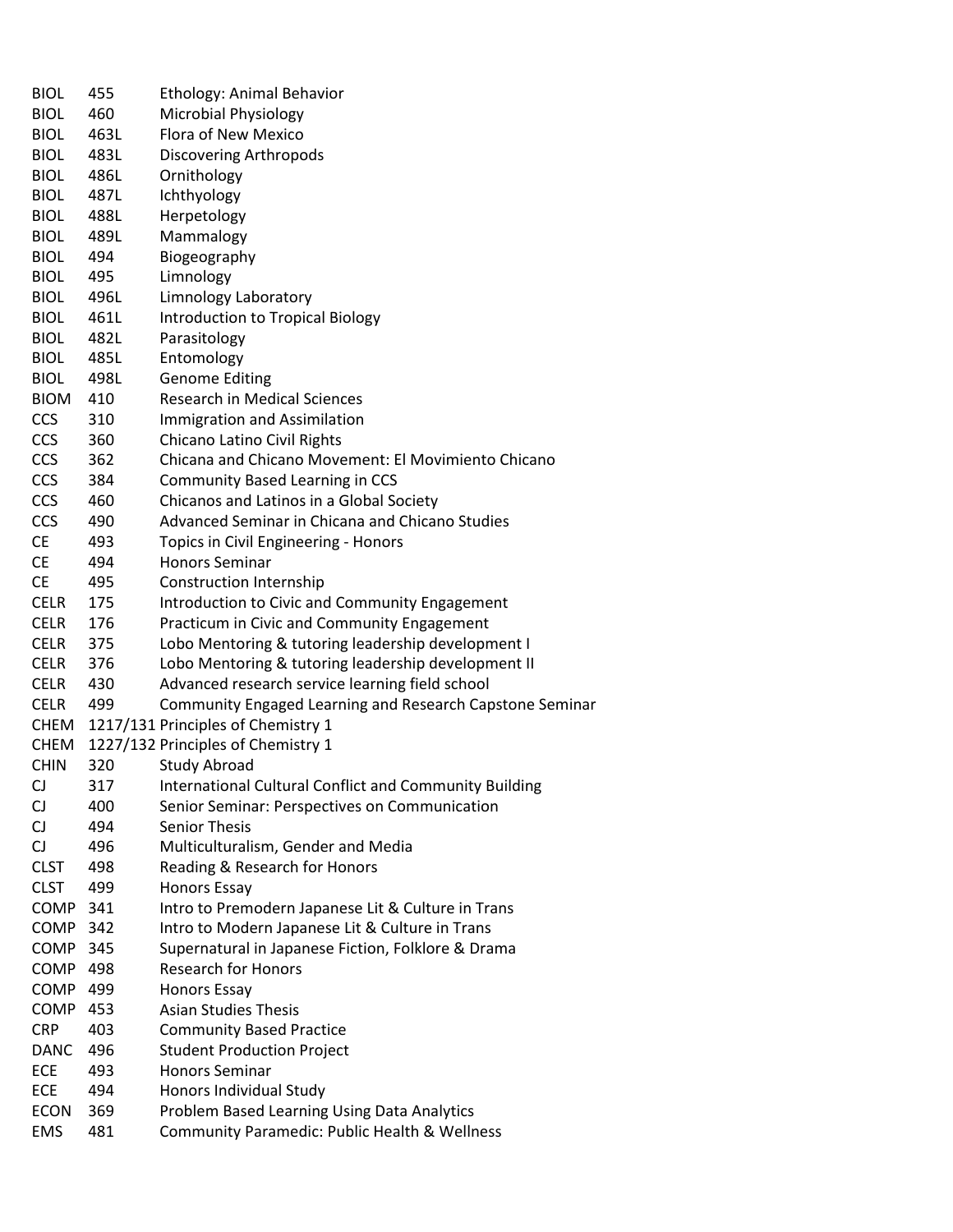| | | |
|---|---|---|
| BIOL | 455 | Ethology: Animal Behavior |
| BIOL | 460 | Microbial Physiology |
| BIOL | 463L | Flora of New Mexico |
| BIOL | 483L | Discovering Arthropods |
| BIOL | 486L | Ornithology |
| BIOL | 487L | Ichthyology |
| BIOL | 488L | Herpetology |
| BIOL | 489L | Mammalogy |
| BIOL | 494 | Biogeography |
| BIOL | 495 | Limnology |
| BIOL | 496L | Limnology Laboratory |
| BIOL | 461L | Introduction to Tropical Biology |
| BIOL | 482L | Parasitology |
| BIOL | 485L | Entomology |
| BIOL | 498L | Genome Editing |
| BIOM | 410 | Research in Medical Sciences |
| CCS | 310 | Immigration and Assimilation |
| CCS | 360 | Chicano Latino Civil Rights |
| CCS | 362 | Chicana and Chicano Movement: El Movimiento Chicano |
| CCS | 384 | Community Based Learning in CCS |
| CCS | 460 | Chicanos and Latinos in a Global Society |
| CCS | 490 | Advanced Seminar in Chicana and Chicano Studies |
| CE | 493 | Topics in Civil Engineering - Honors |
| CE | 494 | Honors Seminar |
| CE | 495 | Construction Internship |
| CELR | 175 | Introduction to Civic and Community Engagement |
| CELR | 176 | Practicum in Civic and Community Engagement |
| CELR | 375 | Lobo Mentoring & tutoring leadership development I |
| CELR | 376 | Lobo Mentoring & tutoring leadership development II |
| CELR | 430 | Advanced research service learning field school |
| CELR | 499 | Community Engaged Learning and Research Capstone Seminar |
| CHEM | 1217/131 | Principles of Chemistry 1 |
| CHEM | 1227/132 | Principles of Chemistry 1 |
| CHIN | 320 | Study Abroad |
| CJ | 317 | International Cultural Conflict and Community Building |
| CJ | 400 | Senior Seminar: Perspectives on Communication |
| CJ | 494 | Senior Thesis |
| CJ | 496 | Multiculturalism, Gender and Media |
| CLST | 498 | Reading & Research for Honors |
| CLST | 499 | Honors Essay |
| COMP | 341 | Intro to Premodern Japanese Lit & Culture in Trans |
| COMP | 342 | Intro to Modern Japanese Lit & Culture in Trans |
| COMP | 345 | Supernatural in Japanese Fiction, Folklore & Drama |
| COMP | 498 | Research for Honors |
| COMP | 499 | Honors Essay |
| COMP | 453 | Asian Studies Thesis |
| CRP | 403 | Community Based Practice |
| DANC | 496 | Student Production Project |
| ECE | 493 | Honors Seminar |
| ECE | 494 | Honors Individual Study |
| ECON | 369 | Problem Based Learning Using Data Analytics |
| EMS | 481 | Community Paramedic: Public Health & Wellness |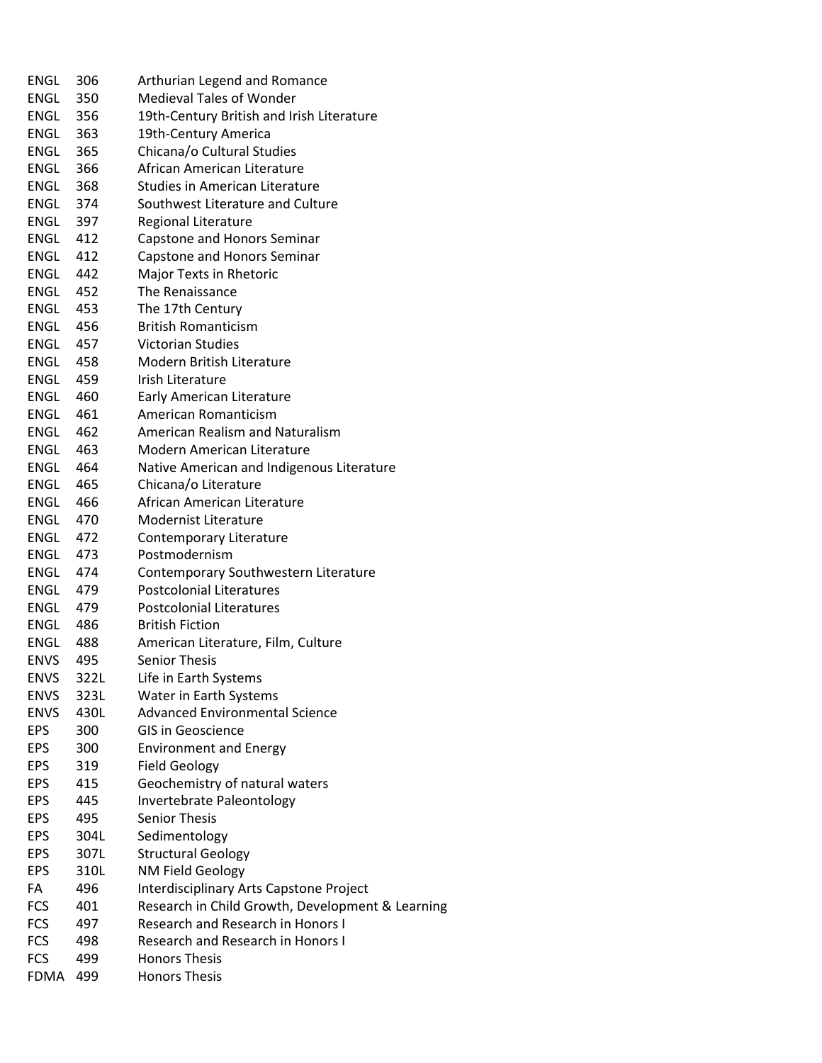| | | |
|---|---|---|
| ENGL | 306 | Arthurian Legend and Romance |
| ENGL | 350 | Medieval Tales of Wonder |
| ENGL | 356 | 19th-Century British and Irish Literature |
| ENGL | 363 | 19th-Century America |
| ENGL | 365 | Chicana/o Cultural Studies |
| ENGL | 366 | African American Literature |
| ENGL | 368 | Studies in American Literature |
| ENGL | 374 | Southwest Literature and Culture |
| ENGL | 397 | Regional Literature |
| ENGL | 412 | Capstone and Honors Seminar |
| ENGL | 412 | Capstone and Honors Seminar |
| ENGL | 442 | Major Texts in Rhetoric |
| ENGL | 452 | The Renaissance |
| ENGL | 453 | The 17th Century |
| ENGL | 456 | British Romanticism |
| ENGL | 457 | Victorian Studies |
| ENGL | 458 | Modern British Literature |
| ENGL | 459 | Irish Literature |
| ENGL | 460 | Early American Literature |
| ENGL | 461 | American Romanticism |
| ENGL | 462 | American Realism and Naturalism |
| ENGL | 463 | Modern American Literature |
| ENGL | 464 | Native American and Indigenous Literature |
| ENGL | 465 | Chicana/o Literature |
| ENGL | 466 | African American Literature |
| ENGL | 470 | Modernist Literature |
| ENGL | 472 | Contemporary Literature |
| ENGL | 473 | Postmodernism |
| ENGL | 474 | Contemporary Southwestern Literature |
| ENGL | 479 | Postcolonial Literatures |
| ENGL | 479 | Postcolonial Literatures |
| ENGL | 486 | British Fiction |
| ENGL | 488 | American Literature, Film, Culture |
| ENVS | 495 | Senior Thesis |
| ENVS | 322L | Life in Earth Systems |
| ENVS | 323L | Water in Earth Systems |
| ENVS | 430L | Advanced Environmental Science |
| EPS | 300 | GIS in Geoscience |
| EPS | 300 | Environment and Energy |
| EPS | 319 | Field Geology |
| EPS | 415 | Geochemistry of natural waters |
| EPS | 445 | Invertebrate Paleontology |
| EPS | 495 | Senior Thesis |
| EPS | 304L | Sedimentology |
| EPS | 307L | Structural Geology |
| EPS | 310L | NM Field Geology |
| FA | 496 | Interdisciplinary Arts Capstone Project |
| FCS | 401 | Research in Child Growth, Development & Learning |
| FCS | 497 | Research and Research in Honors I |
| FCS | 498 | Research and Research in Honors I |
| FCS | 499 | Honors Thesis |
| FDMA | 499 | Honors Thesis |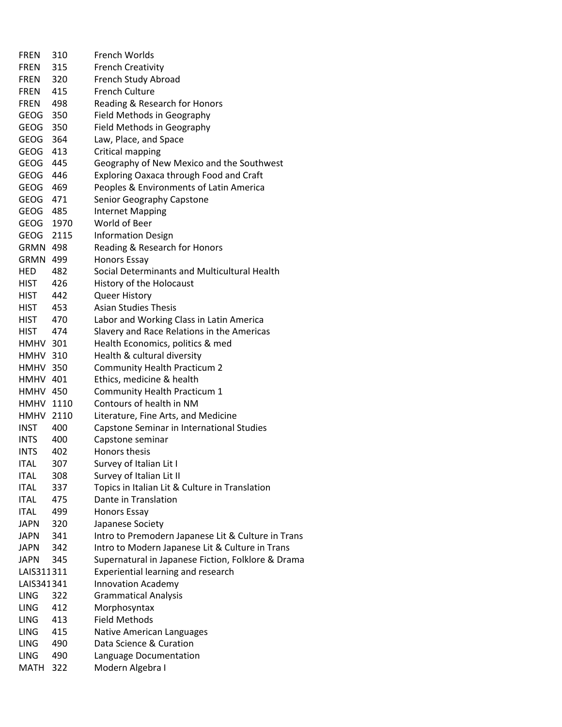| | | |
|---|---|---|
| FREN | 310 | French Worlds |
| FREN | 315 | French Creativity |
| FREN | 320 | French Study Abroad |
| FREN | 415 | French Culture |
| FREN | 498 | Reading & Research for Honors |
| GEOG | 350 | Field Methods in Geography |
| GEOG | 350 | Field Methods in Geography |
| GEOG | 364 | Law, Place, and Space |
| GEOG | 413 | Critical mapping |
| GEOG | 445 | Geography of New Mexico and the Southwest |
| GEOG | 446 | Exploring Oaxaca through Food and Craft |
| GEOG | 469 | Peoples & Environments of Latin America |
| GEOG | 471 | Senior Geography Capstone |
| GEOG | 485 | Internet Mapping |
| GEOG | 1970 | World of Beer |
| GEOG | 2115 | Information Design |
| GRMN | 498 | Reading & Research for Honors |
| GRMN | 499 | Honors Essay |
| HED | 482 | Social Determinants and Multicultural Health |
| HIST | 426 | History of the Holocaust |
| HIST | 442 | Queer History |
| HIST | 453 | Asian Studies Thesis |
| HIST | 470 | Labor and Working Class in Latin America |
| HIST | 474 | Slavery and Race Relations in the Americas |
| HMHV | 301 | Health Economics, politics & med |
| HMHV | 310 | Health & cultural diversity |
| HMHV | 350 | Community Health Practicum 2 |
| HMHV | 401 | Ethics, medicine & health |
| HMHV | 450 | Community Health Practicum 1 |
| HMHV | 1110 | Contours of health in NM |
| HMHV | 2110 | Literature, Fine Arts, and Medicine |
| INST | 400 | Capstone Seminar in International Studies |
| INTS | 400 | Capstone seminar |
| INTS | 402 | Honors thesis |
| ITAL | 307 | Survey of Italian Lit I |
| ITAL | 308 | Survey of Italian Lit II |
| ITAL | 337 | Topics in Italian Lit & Culture in Translation |
| ITAL | 475 | Dante in Translation |
| ITAL | 499 | Honors Essay |
| JAPN | 320 | Japanese Society |
| JAPN | 341 | Intro to Premodern Japanese Lit & Culture in Trans |
| JAPN | 342 | Intro to Modern Japanese Lit & Culture in Trans |
| JAPN | 345 | Supernatural in Japanese Fiction, Folklore & Drama |
| LAIS311 | 311 | Experiential learning and research |
| LAIS341 | 341 | Innovation Academy |
| LING | 322 | Grammatical Analysis |
| LING | 412 | Morphosyntax |
| LING | 413 | Field Methods |
| LING | 415 | Native American Languages |
| LING | 490 | Data Science & Curation |
| LING | 490 | Language Documentation |
| MATH | 322 | Modern Algebra I |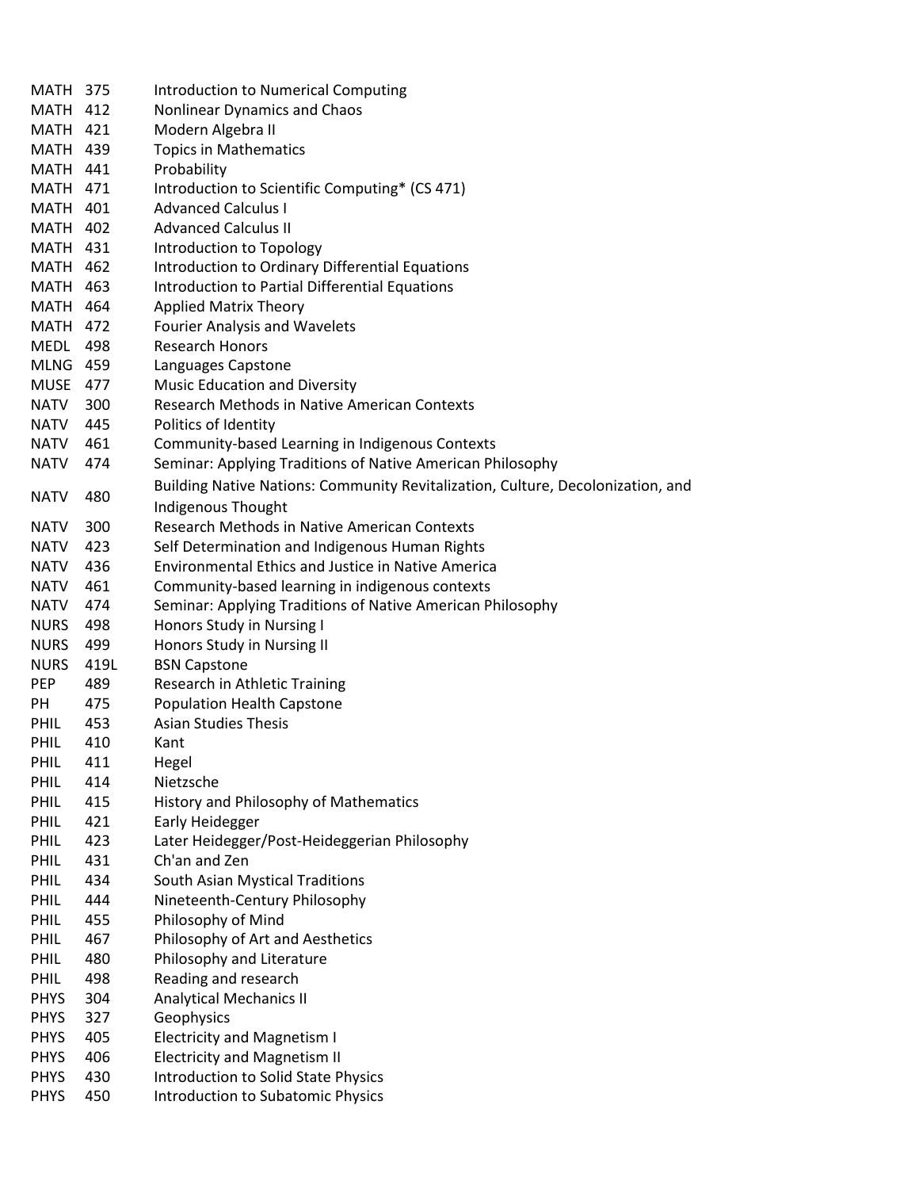| | | |
|---|---|---|
| MATH | 375 | Introduction to Numerical Computing |
| MATH | 412 | Nonlinear Dynamics and Chaos |
| MATH | 421 | Modern Algebra II |
| MATH | 439 | Topics in Mathematics |
| MATH | 441 | Probability |
| MATH | 471 | Introduction to Scientific Computing* (CS 471) |
| MATH | 401 | Advanced Calculus I |
| MATH | 402 | Advanced Calculus II |
| MATH | 431 | Introduction to Topology |
| MATH | 462 | Introduction to Ordinary Differential Equations |
| MATH | 463 | Introduction to Partial Differential Equations |
| MATH | 464 | Applied Matrix Theory |
| MATH | 472 | Fourier Analysis and Wavelets |
| MEDL | 498 | Research Honors |
| MLNG | 459 | Languages Capstone |
| MUSE | 477 | Music Education and Diversity |
| NATV | 300 | Research Methods in Native American Contexts |
| NATV | 445 | Politics of Identity |
| NATV | 461 | Community-based Learning in Indigenous Contexts |
| NATV | 474 | Seminar: Applying Traditions of Native American Philosophy |
| NATV | 480 | Building Native Nations: Community Revitalization, Culture, Decolonization, and Indigenous Thought |
| NATV | 300 | Research Methods in Native American Contexts |
| NATV | 423 | Self Determination and Indigenous Human Rights |
| NATV | 436 | Environmental Ethics and Justice in Native America |
| NATV | 461 | Community-based learning in indigenous contexts |
| NATV | 474 | Seminar: Applying Traditions of Native American Philosophy |
| NURS | 498 | Honors Study in Nursing I |
| NURS | 499 | Honors Study in Nursing II |
| NURS | 419L | BSN Capstone |
| PEP | 489 | Research in Athletic Training |
| PH | 475 | Population Health Capstone |
| PHIL | 453 | Asian Studies Thesis |
| PHIL | 410 | Kant |
| PHIL | 411 | Hegel |
| PHIL | 414 | Nietzsche |
| PHIL | 415 | History and Philosophy of Mathematics |
| PHIL | 421 | Early Heidegger |
| PHIL | 423 | Later Heidegger/Post-Heideggerian Philosophy |
| PHIL | 431 | Ch'an and Zen |
| PHIL | 434 | South Asian Mystical Traditions |
| PHIL | 444 | Nineteenth-Century Philosophy |
| PHIL | 455 | Philosophy of Mind |
| PHIL | 467 | Philosophy of Art and Aesthetics |
| PHIL | 480 | Philosophy and Literature |
| PHIL | 498 | Reading and research |
| PHYS | 304 | Analytical Mechanics II |
| PHYS | 327 | Geophysics |
| PHYS | 405 | Electricity and Magnetism I |
| PHYS | 406 | Electricity and Magnetism II |
| PHYS | 430 | Introduction to Solid State Physics |
| PHYS | 450 | Introduction to Subatomic Physics |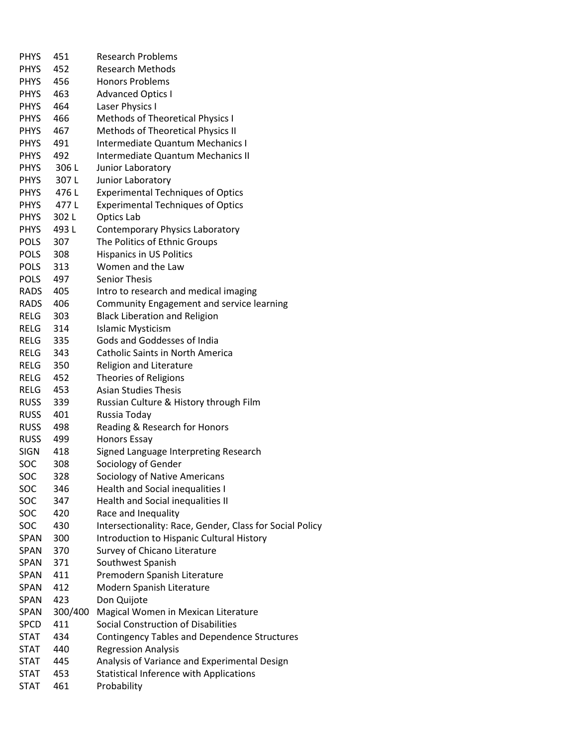| | | |
|---|---|---|
| PHYS | 451 | Research Problems |
| PHYS | 452 | Research Methods |
| PHYS | 456 | Honors Problems |
| PHYS | 463 | Advanced Optics I |
| PHYS | 464 | Laser Physics I |
| PHYS | 466 | Methods of Theoretical Physics I |
| PHYS | 467 | Methods of Theoretical Physics II |
| PHYS | 491 | Intermediate Quantum Mechanics I |
| PHYS | 492 | Intermediate Quantum Mechanics II |
| PHYS | 306 L | Junior Laboratory |
| PHYS | 307 L | Junior Laboratory |
| PHYS | 476 L | Experimental Techniques of Optics |
| PHYS | 477 L | Experimental Techniques of Optics |
| PHYS | 302 L | Optics Lab |
| PHYS | 493 L | Contemporary Physics Laboratory |
| POLS | 307 | The Politics of Ethnic Groups |
| POLS | 308 | Hispanics in US Politics |
| POLS | 313 | Women and the Law |
| POLS | 497 | Senior Thesis |
| RADS | 405 | Intro to research and medical imaging |
| RADS | 406 | Community Engagement and service learning |
| RELG | 303 | Black Liberation and Religion |
| RELG | 314 | Islamic Mysticism |
| RELG | 335 | Gods and Goddesses of India |
| RELG | 343 | Catholic Saints in North America |
| RELG | 350 | Religion and Literature |
| RELG | 452 | Theories of Religions |
| RELG | 453 | Asian Studies Thesis |
| RUSS | 339 | Russian Culture & History through Film |
| RUSS | 401 | Russia Today |
| RUSS | 498 | Reading & Research for Honors |
| RUSS | 499 | Honors Essay |
| SIGN | 418 | Signed Language Interpreting Research |
| SOC | 308 | Sociology of Gender |
| SOC | 328 | Sociology of Native Americans |
| SOC | 346 | Health and Social inequalities I |
| SOC | 347 | Health and Social inequalities II |
| SOC | 420 | Race and Inequality |
| SOC | 430 | Intersectionality: Race, Gender, Class for Social Policy |
| SPAN | 300 | Introduction to Hispanic Cultural History |
| SPAN | 370 | Survey of Chicano Literature |
| SPAN | 371 | Southwest Spanish |
| SPAN | 411 | Premodern Spanish Literature |
| SPAN | 412 | Modern Spanish Literature |
| SPAN | 423 | Don Quijote |
| SPAN | 300/400 | Magical Women in Mexican Literature |
| SPCD | 411 | Social Construction of Disabilities |
| STAT | 434 | Contingency Tables and Dependence Structures |
| STAT | 440 | Regression Analysis |
| STAT | 445 | Analysis of Variance and Experimental Design |
| STAT | 453 | Statistical Inference with Applications |
| STAT | 461 | Probability |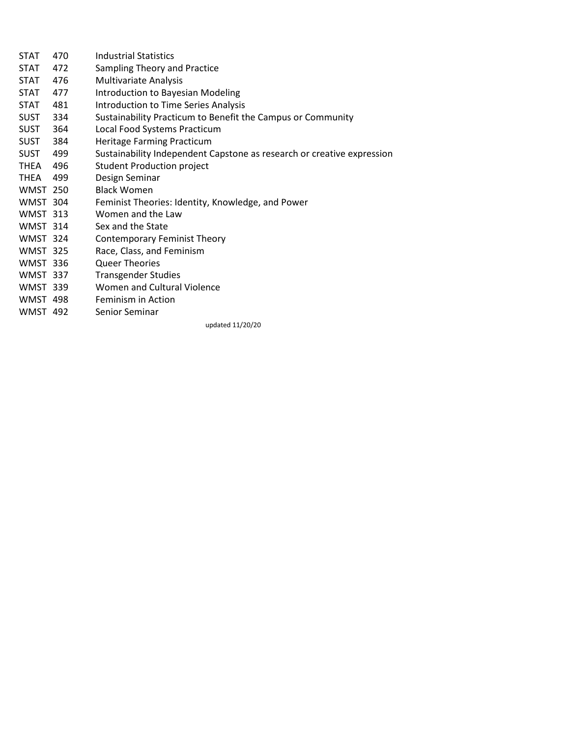| | | |
|---|---|---|
| STAT | 470 | Industrial Statistics |
| STAT | 472 | Sampling Theory and Practice |
| STAT | 476 | Multivariate Analysis |
| STAT | 477 | Introduction to Bayesian Modeling |
| STAT | 481 | Introduction to Time Series Analysis |
| SUST | 334 | Sustainability Practicum to Benefit the Campus or Community |
| SUST | 364 | Local Food Systems Practicum |
| SUST | 384 | Heritage Farming Practicum |
| SUST | 499 | Sustainability Independent Capstone as research or creative expression |
| THEA | 496 | Student Production project |
| THEA | 499 | Design Seminar |
| WMST | 250 | Black Women |
| WMST | 304 | Feminist Theories: Identity, Knowledge, and Power |
| WMST | 313 | Women and the Law |
| WMST | 314 | Sex and the State |
| WMST | 324 | Contemporary Feminist Theory |
| WMST | 325 | Race, Class, and Feminism |
| WMST | 336 | Queer Theories |
| WMST | 337 | Transgender Studies |
| WMST | 339 | Women and Cultural Violence |
| WMST | 498 | Feminism in Action |
| WMST | 492 | Senior Seminar |

updated 11/20/20